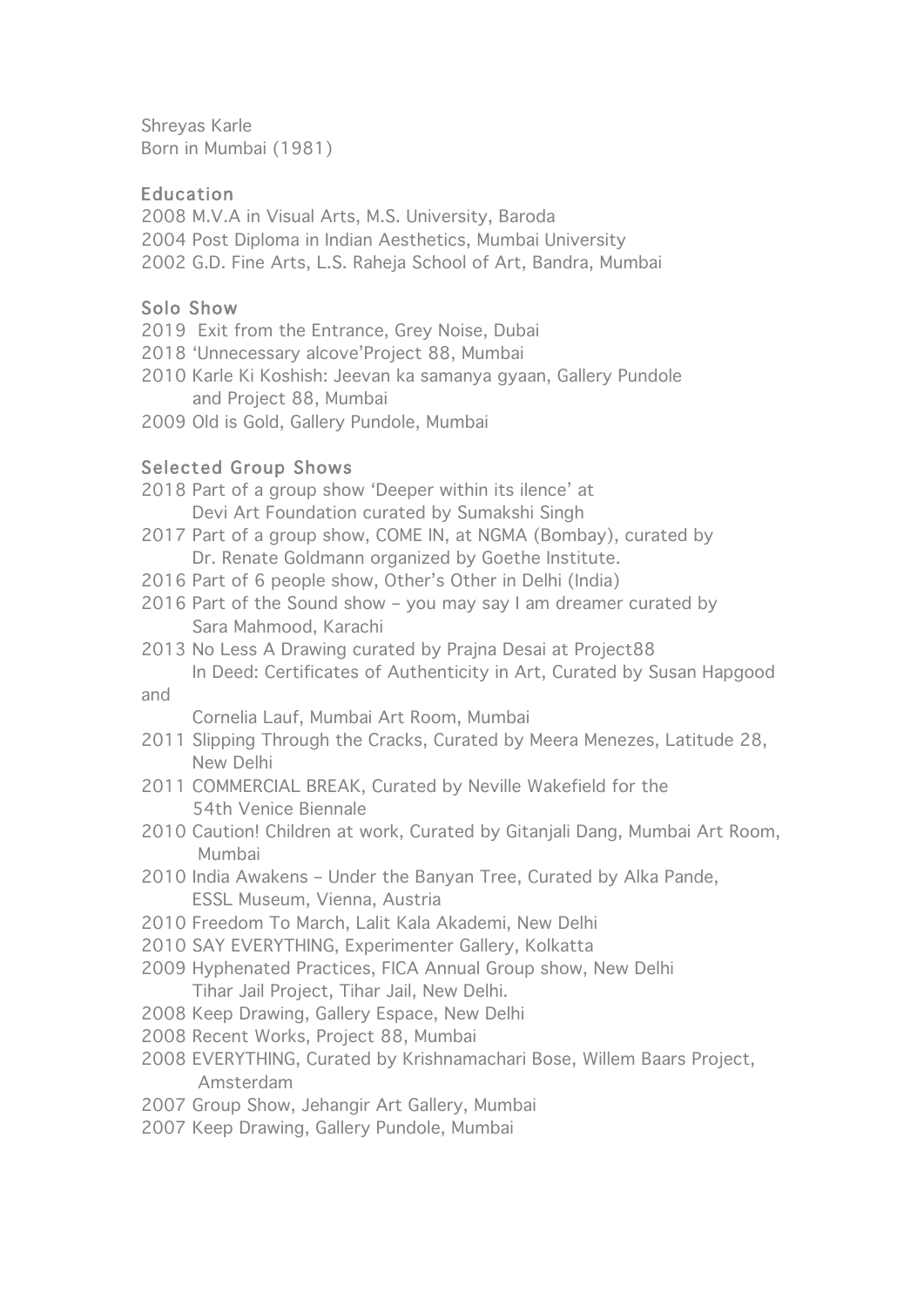Shreyas Karle
Born in Mumbai (1981)

## Education

2008 M.V.A in Visual Arts, M.S. University, Baroda
2004 Post Diploma in Indian Aesthetics, Mumbai University
2002 G.D. Fine Arts, L.S. Raheja School of Art, Bandra, Mumbai

## Solo Show

2019 Exit from the Entrance, Grey Noise, Dubai
2018 'Unnecessary alcove'Project 88, Mumbai
2010 Karle Ki Koshish: Jeevan ka samanya gyaan, Gallery Pundole and Project 88, Mumbai
2009 Old is Gold, Gallery Pundole, Mumbai

## Selected Group Shows

2018 Part of a group show 'Deeper within its ilence' at Devi Art Foundation curated by Sumakshi Singh
2017 Part of a group show, COME IN, at NGMA (Bombay), curated by Dr. Renate Goldmann organized by Goethe Institute.
2016 Part of 6 people show, Other's Other in Delhi (India)
2016 Part of the Sound show – you may say I am dreamer curated by Sara Mahmood, Karachi
2013 No Less A Drawing curated by Prajna Desai at Project88
In Deed: Certificates of Authenticity in Art, Curated by Susan Hapgood and Cornelia Lauf, Mumbai Art Room, Mumbai
2011 Slipping Through the Cracks, Curated by Meera Menezes, Latitude 28, New Delhi
2011 COMMERCIAL BREAK, Curated by Neville Wakefield for the 54th Venice Biennale
2010 Caution! Children at work, Curated by Gitanjali Dang, Mumbai Art Room, Mumbai
2010 India Awakens – Under the Banyan Tree, Curated by Alka Pande, ESSL Museum, Vienna, Austria
2010 Freedom To March, Lalit Kala Akademi, New Delhi
2010 SAY EVERYTHING, Experimenter Gallery, Kolkatta
2009 Hyphenated Practices, FICA Annual Group show, New Delhi
Tihar Jail Project, Tihar Jail, New Delhi.
2008 Keep Drawing, Gallery Espace, New Delhi
2008 Recent Works, Project 88, Mumbai
2008 EVERYTHING, Curated by Krishnamachari Bose, Willem Baars Project, Amsterdam
2007 Group Show, Jehangir Art Gallery, Mumbai
2007 Keep Drawing, Gallery Pundole, Mumbai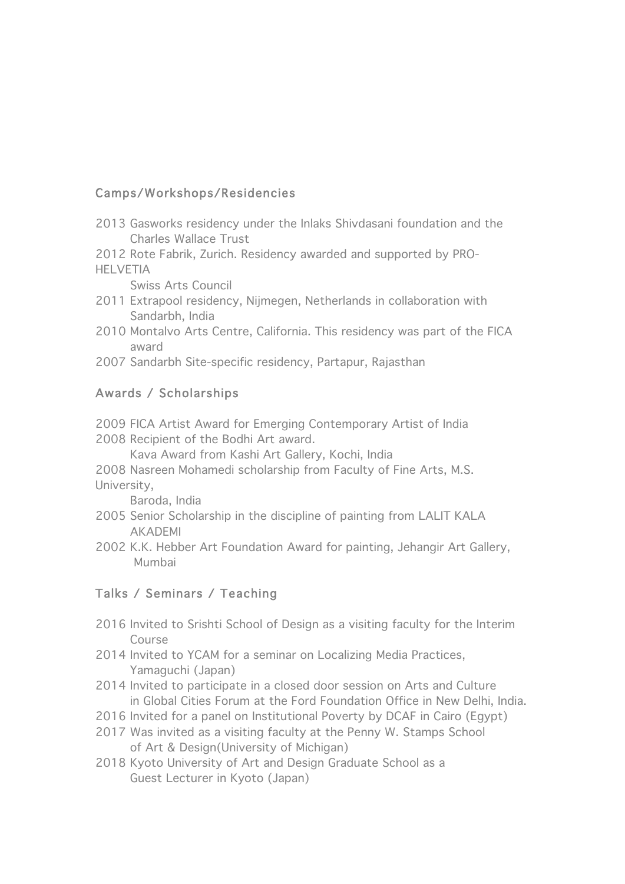## Camps/Workshops/Residencies

2013 Gasworks residency under the Inlaks Shivdasani foundation and the Charles Wallace Trust

2012 Rote Fabrik, Zurich. Residency awarded and supported by PRO-HELVETIA Swiss Arts Council

2011 Extrapool residency, Nijmegen, Netherlands in collaboration with Sandarbh, India

2010 Montalvo Arts Centre, California. This residency was part of the FICA award

2007 Sandarbh Site-specific residency, Partapur, Rajasthan

## Awards / Scholarships

2009 FICA Artist Award for Emerging Contemporary Artist of India

2008 Recipient of the Bodhi Art award.
Kava Award from Kashi Art Gallery, Kochi, India

2008 Nasreen Mohamedi scholarship from Faculty of Fine Arts, M.S. University, Baroda, India

2005 Senior Scholarship in the discipline of painting from LALIT KALA AKADEMI

2002 K.K. Hebber Art Foundation Award for painting, Jehangir Art Gallery, Mumbai

## Talks / Seminars / Teaching

2016 Invited to Srishti School of Design as a visiting faculty for the Interim Course

2014 Invited to YCAM for a seminar on Localizing Media Practices, Yamaguchi (Japan)

2014 Invited to participate in a closed door session on Arts and Culture in Global Cities Forum at the Ford Foundation Office in New Delhi, India.

2016 Invited for a panel on Institutional Poverty by DCAF in Cairo (Egypt)

2017 Was invited as a visiting faculty at the Penny W. Stamps School of Art & Design(University of Michigan)

2018 Kyoto University of Art and Design Graduate School as a Guest Lecturer in Kyoto (Japan)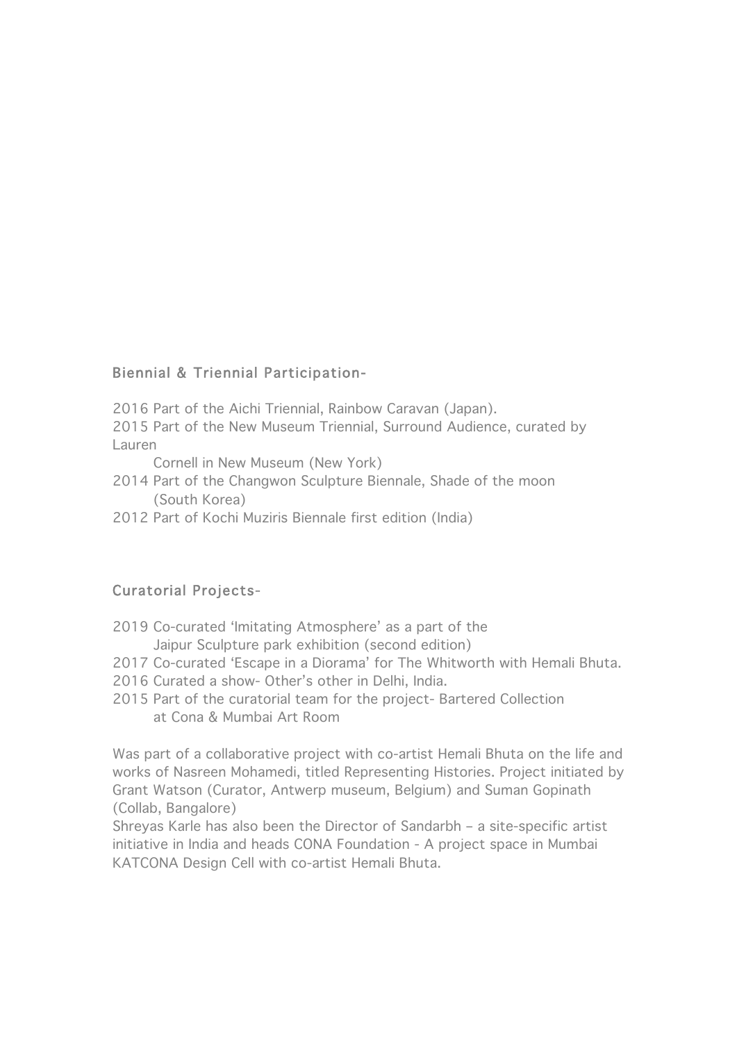## Biennial & Triennial Participation-

2016 Part of the Aichi Triennial, Rainbow Caravan (Japan).
2015 Part of the New Museum Triennial, Surround Audience, curated by Lauren Cornell in New Museum (New York)
2014 Part of the Changwon Sculpture Biennale, Shade of the moon (South Korea)
2012 Part of Kochi Muziris Biennale first edition (India)

## Curatorial Projects-

2019 Co-curated 'Imitating Atmosphere' as a part of the Jaipur Sculpture park exhibition (second edition)
2017 Co-curated 'Escape in a Diorama' for The Whitworth with Hemali Bhuta.
2016 Curated a show- Other's other in Delhi, India.
2015 Part of the curatorial team for the project- Bartered Collection at Cona & Mumbai Art Room

Was part of a collaborative project with co-artist Hemali Bhuta on the life and works of Nasreen Mohamedi, titled Representing Histories. Project initiated by Grant Watson (Curator, Antwerp museum, Belgium) and Suman Gopinath (Collab, Bangalore)
Shreyas Karle has also been the Director of Sandarbh – a site-specific artist initiative in India and heads CONA Foundation - A project space in Mumbai KATCONA Design Cell with co-artist Hemali Bhuta.